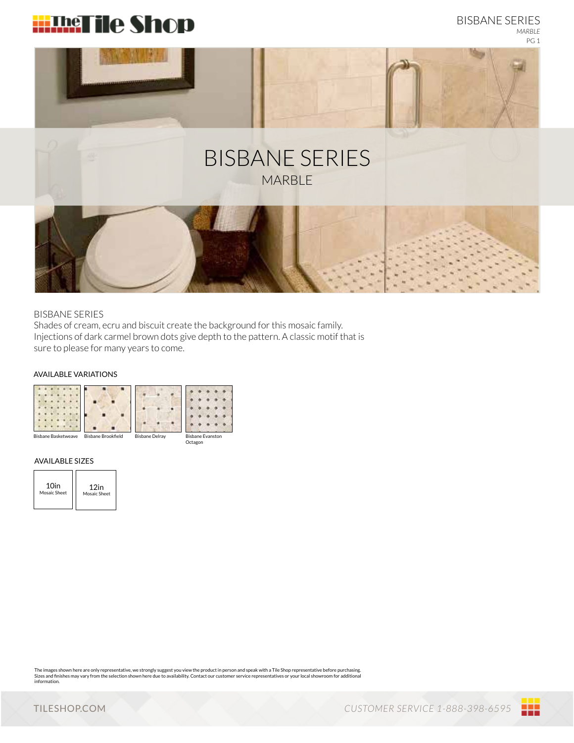# BISBANE SERIES

MARBLE

BISBANE SERIES

Shades of cream, ecru and biscuit create the background for this mosaic family. Injections of dark carmel brown dots give depth to the pattern. A classic motif that is sure to please for many years to come.

## AVAILABLE VARIATIONS

Bisbane Basketweave

Bisbane Brookfield

Bisbane Delray

Bisbane Evanston Octagon

## AVAILABLE SIZES

10in Mosaic Sheet

12in Mosaic Sheet

The images shown here are only representative, we strongly suggest you view the product in person and speak with a Tile Shop representative before purchasing. Sizes and finishes may vary from the selection shown here due to availability. Contact our customer service representatives or your local showroom for additional information.

TILESHOP.COM

CUSTOMER SERVICE 1-888-398-6595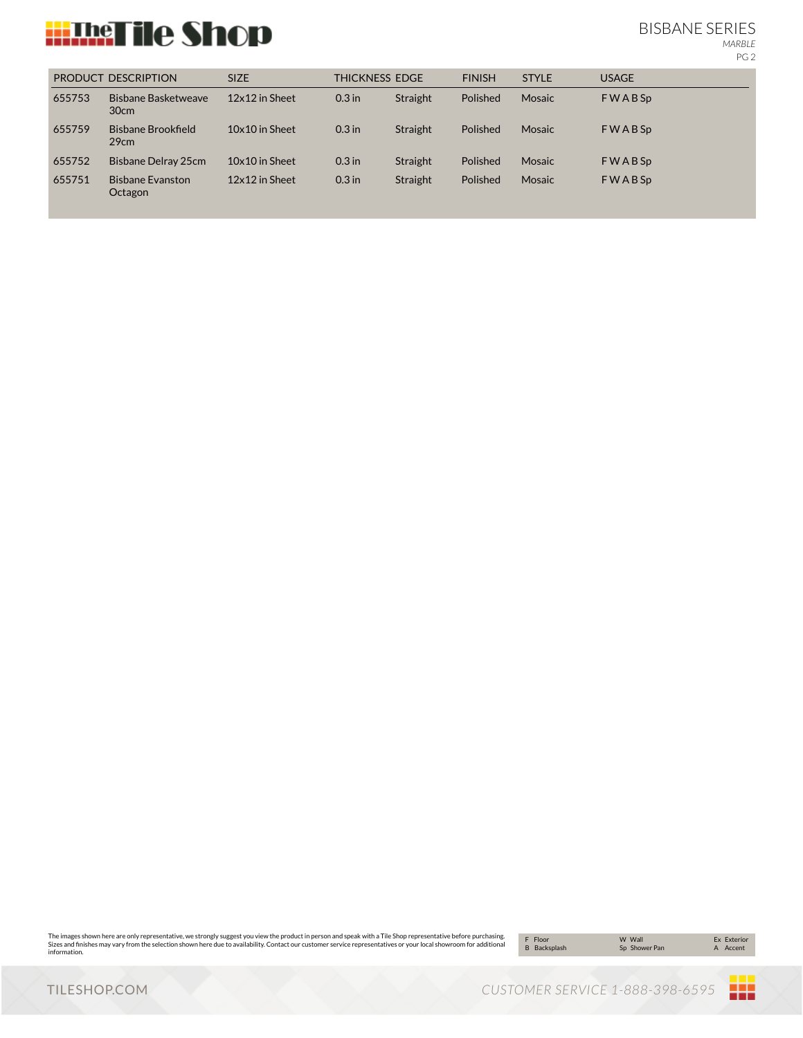| PRODUCT | DESCRIPTION | SIZE | THICKNESS | EDGE | FINISH | STYLE | USAGE |
|---|---|---|---|---|---|---|---|
| 655753 | Bisbane Basketweave 30cm | 12x12 in Sheet | 0.3 in | Straight | Polished | Mosaic | F W A B Sp |
| 655759 | Bisbane Brookfield 29cm | 10x10 in Sheet | 0.3 in | Straight | Polished | Mosaic | F W A B Sp |
| 655752 | Bisbane Delray 25cm | 10x10 in Sheet | 0.3 in | Straight | Polished | Mosaic | F W A B Sp |
| 655751 | Bisbane Evanston Octagon | 12x12 in Sheet | 0.3 in | Straight | Polished | Mosaic | F W A B Sp |

The images shown here are only representative, we strongly suggest you view the product in person and speak with a Tile Shop representative before purchasing. Sizes and finishes may vary from the selection shown here due to availability. Contact our customer service representatives or your local showroom for additional information.

| | | |
|---|---|---|
| F Floor | W Wall | Ex Exterior |
| B Backsplash | Sp Shower Pan | A Accent |